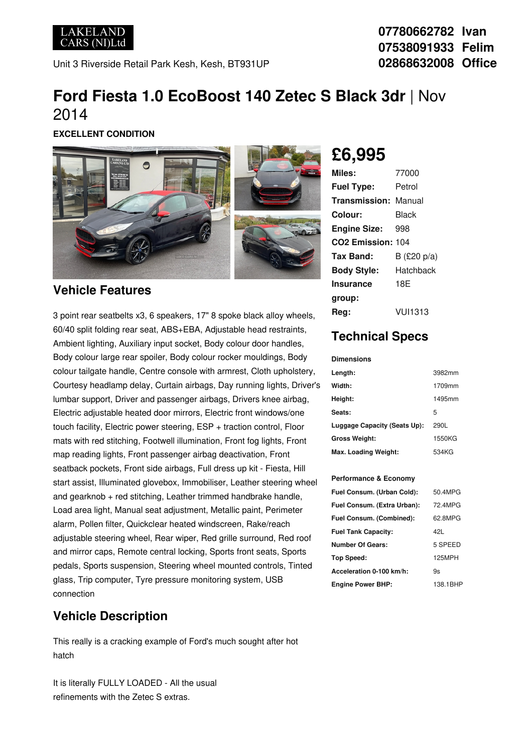LAKELAND CARS (NI)Ltd

Unit 3 Riverside Retail Park Kesh, Kesh, BT931UP

**07780662782 Ivan**
**07538091933 Felim**
**02868632008 Office**

# Ford Fiesta 1.0 EcoBoost 140 Zetec S Black 3dr | Nov 2014

**EXCELLENT CONDITION**

# £6,995

| | |
|---|---|
| **Miles:** | 77000 |
| **Fuel Type:** | Petrol |
| **Transmission:** | Manual |
| **Colour:** | Black |
| **Engine Size:** | 998 |
| **CO2 Emission:** | 104 |
| **Tax Band:** | B (£20 p/a) |
| **Body Style:** | Hatchback |
| **Insurance group:** | 18E |
| **Reg:** | VUI1313 |

## Vehicle Features

3 point rear seatbelts x3, 6 speakers, 17" 8 spoke black alloy wheels, 60/40 split folding rear seat, ABS+EBA, Adjustable head restraints, Ambient lighting, Auxiliary input socket, Body colour door handles, Body colour large rear spoiler, Body colour rocker mouldings, Body colour tailgate handle, Centre console with armrest, Cloth upholstery, Courtesy headlamp delay, Curtain airbags, Day running lights, Driver's lumbar support, Driver and passenger airbags, Drivers knee airbag, Electric adjustable heated door mirrors, Electric front windows/one touch facility, Electric power steering, ESP + traction control, Floor mats with red stitching, Footwell illumination, Front fog lights, Front map reading lights, Front passenger airbag deactivation, Front seatback pockets, Front side airbags, Full dress up kit - Fiesta, Hill start assist, Illuminated glovebox, Immobiliser, Leather steering wheel and gearknob + red stitching, Leather trimmed handbrake handle, Load area light, Manual seat adjustment, Metallic paint, Perimeter alarm, Pollen filter, Quickclear heated windscreen, Rake/reach adjustable steering wheel, Rear wiper, Red grille surround, Red roof and mirror caps, Remote central locking, Sports front seats, Sports pedals, Sports suspension, Steering wheel mounted controls, Tinted glass, Trip computer, Tyre pressure monitoring system, USB connection

## Technical Specs

**Dimensions**

| | |
|---|---|
| **Length:** | 3982mm |
| **Width:** | 1709mm |
| **Height:** | 1495mm |
| **Seats:** | 5 |
| **Luggage Capacity (Seats Up):** | 290L |
| **Gross Weight:** | 1550KG |
| **Max. Loading Weight:** | 534KG |

**Performance & Economy**

| | |
|---|---|
| **Fuel Consum. (Urban Cold):** | 50.4MPG |
| **Fuel Consum. (Extra Urban):** | 72.4MPG |
| **Fuel Consum. (Combined):** | 62.8MPG |
| **Fuel Tank Capacity:** | 42L |
| **Number Of Gears:** | 5 SPEED |
| **Top Speed:** | 125MPH |
| **Acceleration 0-100 km/h:** | 9s |
| **Engine Power BHP:** | 138.1BHP |

## Vehicle Description

This really is a cracking example of Ford's much sought after hot hatch

It is literally FULLY LOADED - All the usual refinements with the Zetec S extras.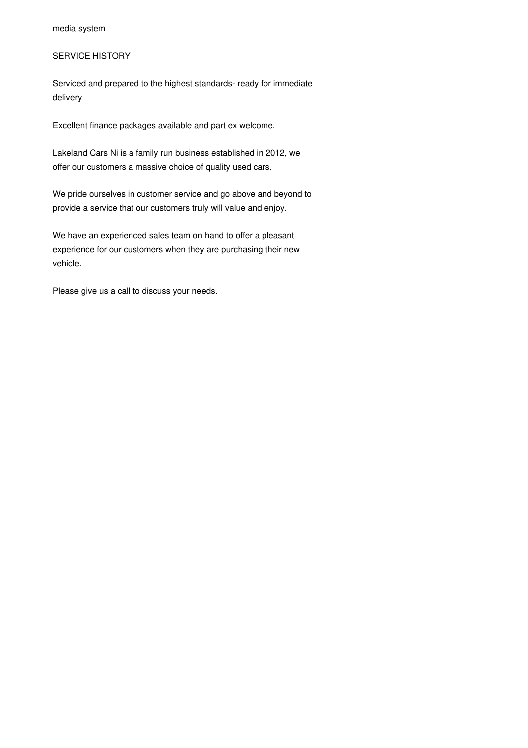media system

SERVICE HISTORY

Serviced and prepared to the highest standards- ready for immediate delivery

Excellent finance packages available and part ex welcome.

Lakeland Cars Ni is a family run business established in 2012, we offer our customers a massive choice of quality used cars.

We pride ourselves in customer service and go above and beyond to provide a service that our customers truly will value and enjoy.

We have an experienced sales team on hand to offer a pleasant experience for our customers when they are purchasing their new vehicle.

Please give us a call to discuss your needs.